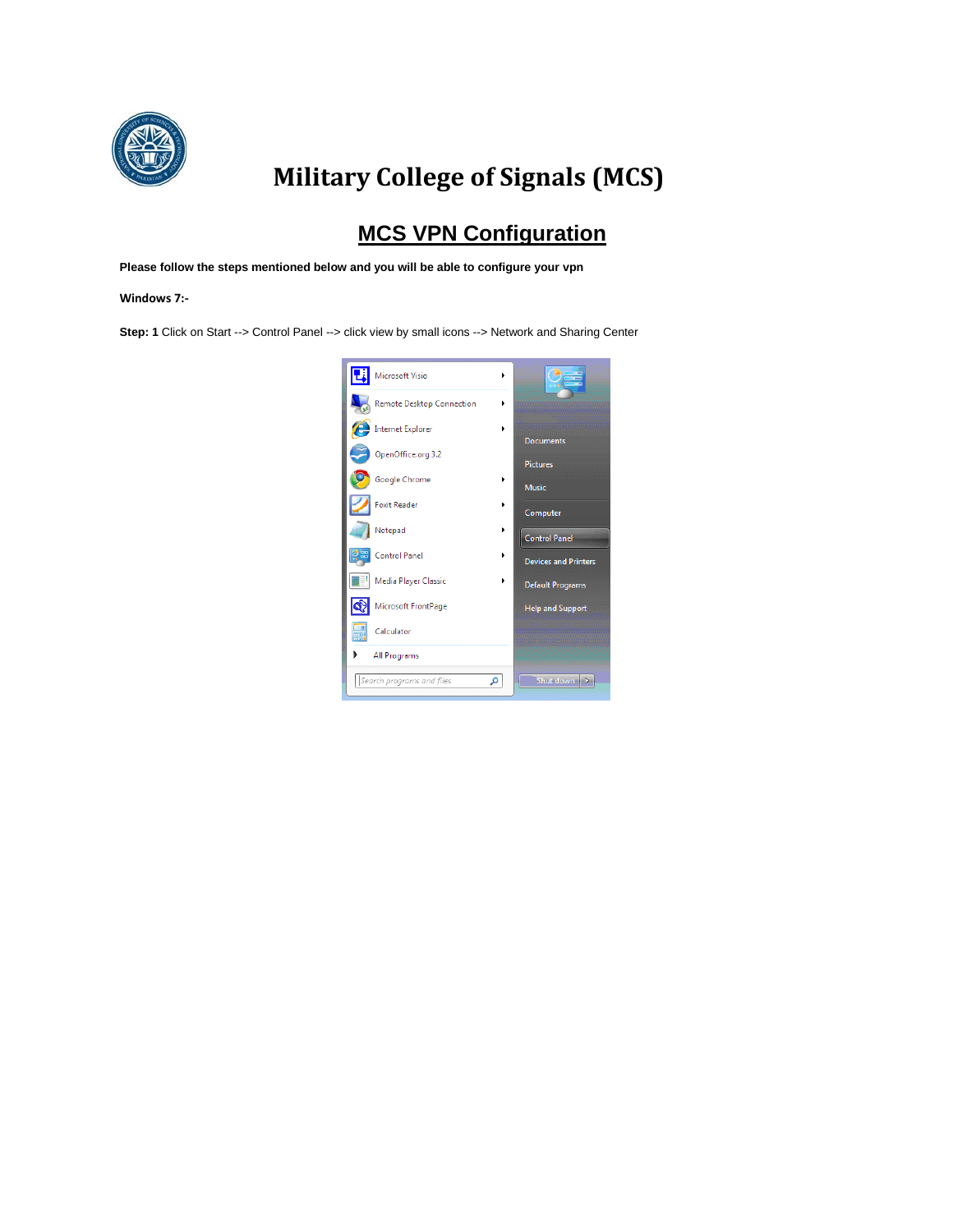# Military College of Signals (MCS)

## MCS VPN Configuration

**Please follow the steps mentioned below and you will be able to configure your vpn**

**Windows 7:-**

**Step: 1** Click on Start --> Control Panel --> click view by small icons --> Network and Sharing Center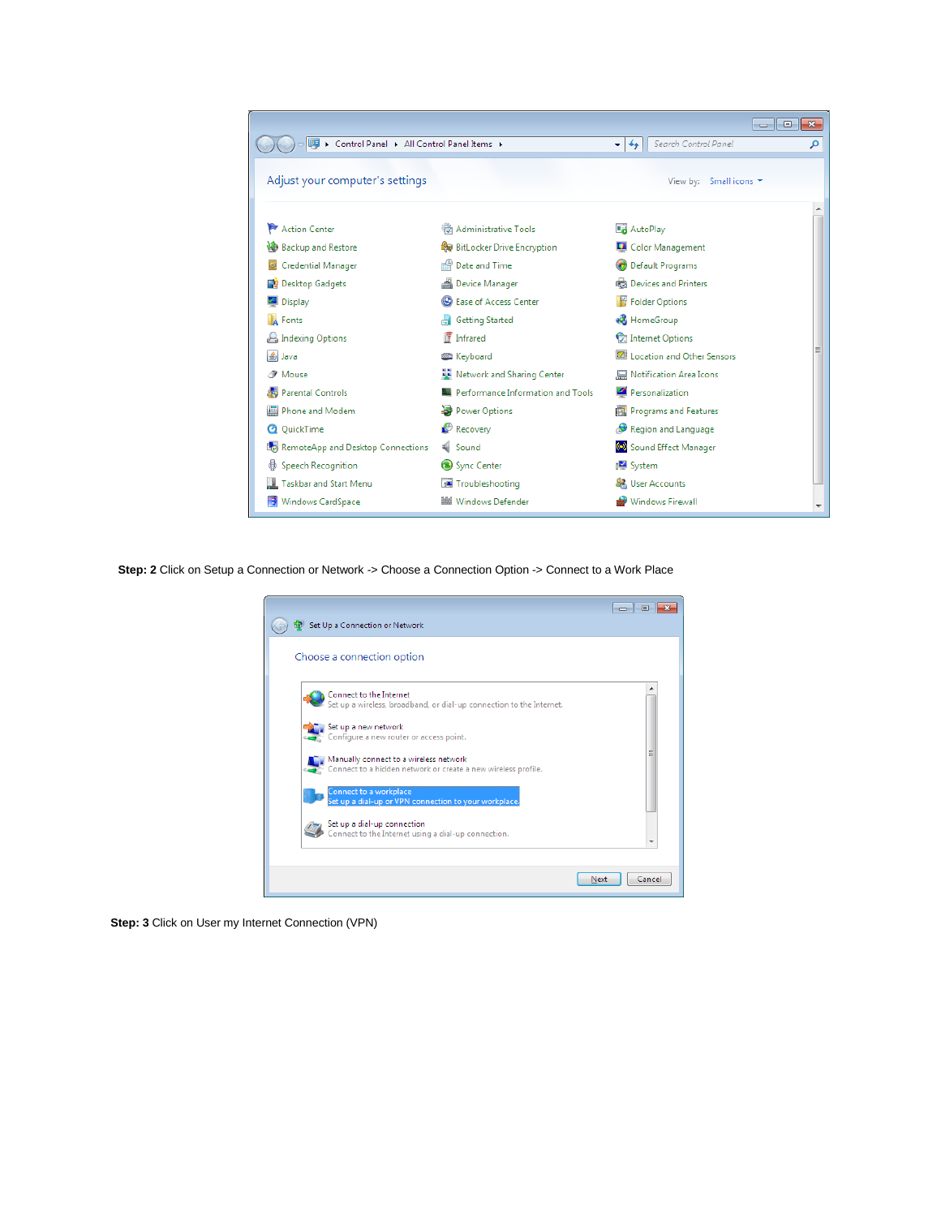**Step: 2** Click on Setup a Connection or Network -> Choose a Connection Option -> Connect to a Work Place

**Step: 3** Click on User my Internet Connection (VPN)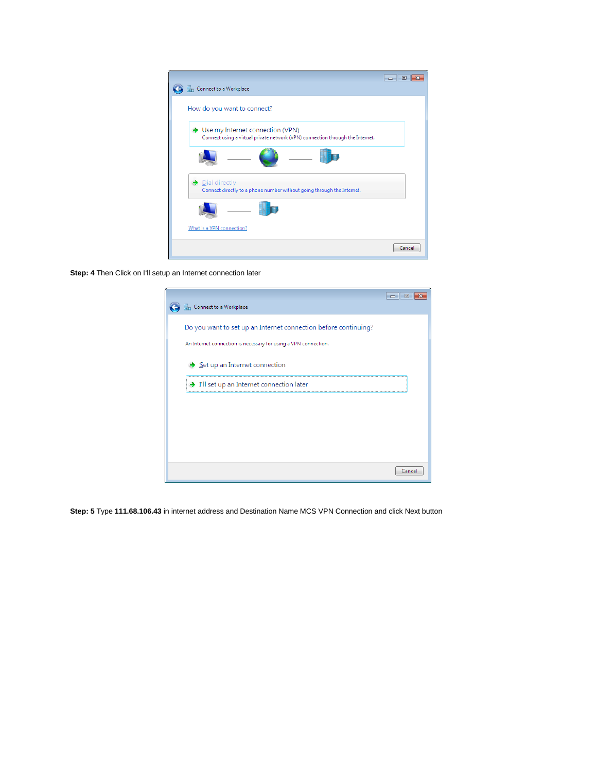**Step: 4** Then Click on I'll setup an Internet connection later

**Step: 5** Type **111.68.106.43** in internet address and Destination Name MCS VPN Connection and click Next button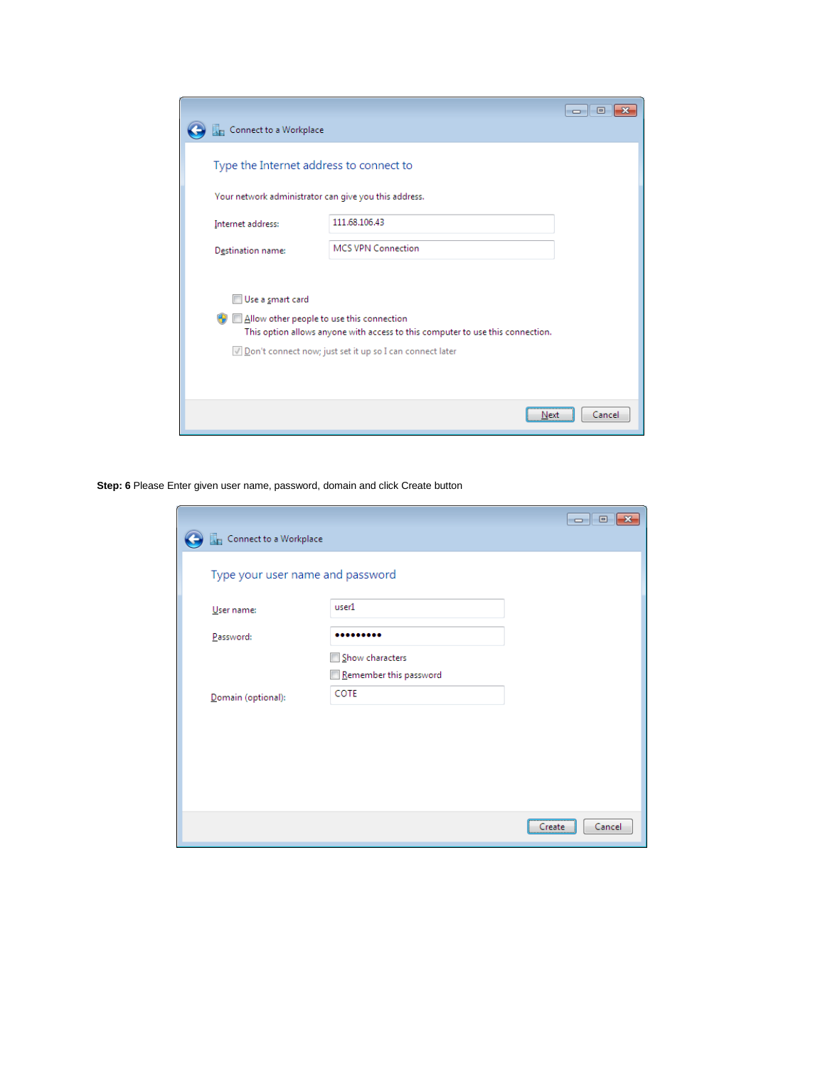Connect to a Workplace

Type the Internet address to connect to

Your network administrator can give you this address.

Internet address: 111.68.106.43

Destination name: MCS VPN Connection

- [ ] Use a smart card
- [ ] Allow other people to use this connection
  This option allows anyone with access to this computer to use this connection.
- [x] Don't connect now; just set it up so I can connect later

Next | Cancel

**Step: 6** Please Enter given user name, password, domain and click Create button

Connect to a Workplace

Type your user name and password

User name: user1

Password: •••••••••

- [ ] Show characters
- [ ] Remember this password

Domain (optional): COTE

Create | Cancel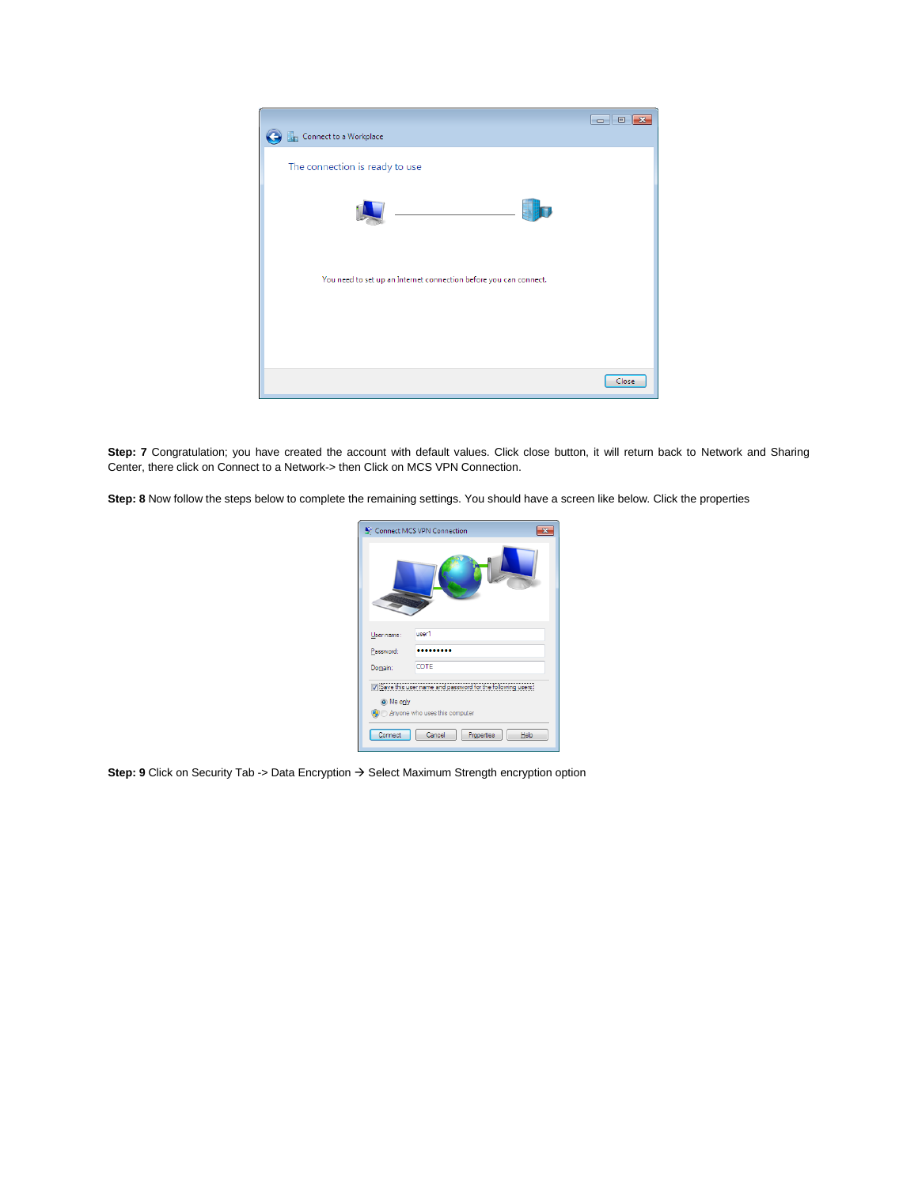**Step: 7** Congratulation; you have created the account with default values. Click close button, it will return back to Network and Sharing Center, there click on Connect to a Network-> then Click on MCS VPN Connection.

**Step: 8** Now follow the steps below to complete the remaining settings. You should have a screen like below. Click the properties

**Step: 9** Click on Security Tab -> Data Encryption → Select Maximum Strength encryption option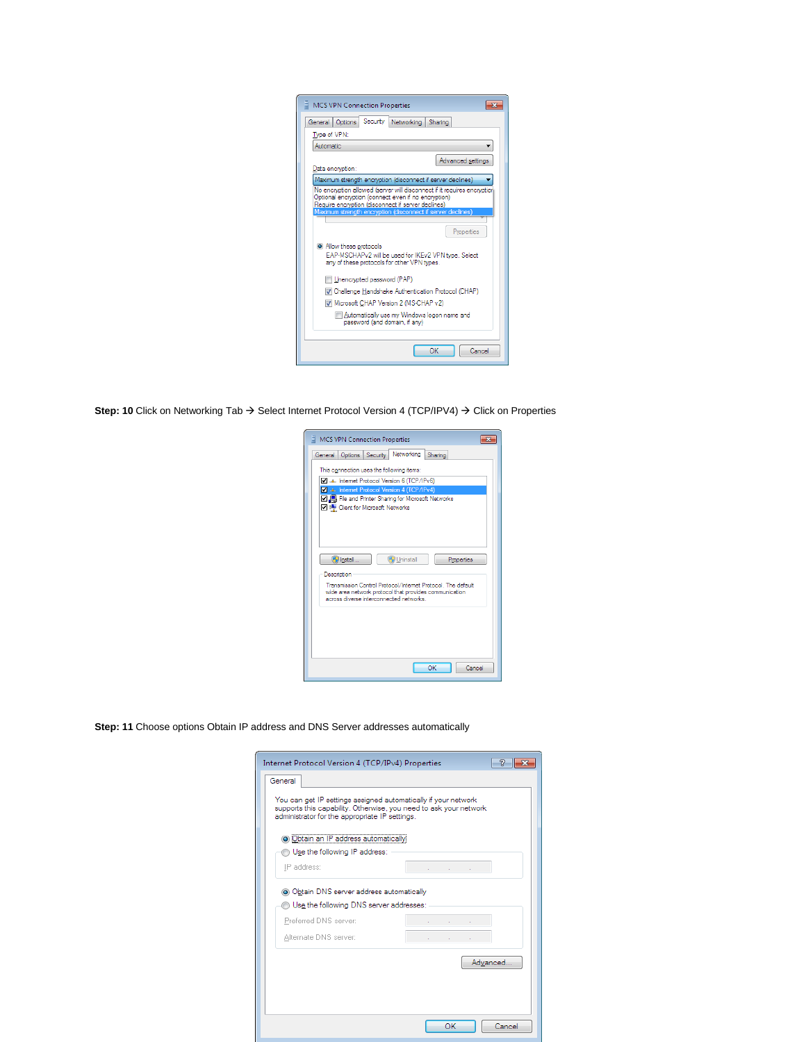**Step: 10** Click on Networking Tab → Select Internet Protocol Version 4 (TCP/IPV4) → Click on Properties

**Step: 11** Choose options Obtain IP address and DNS Server addresses automatically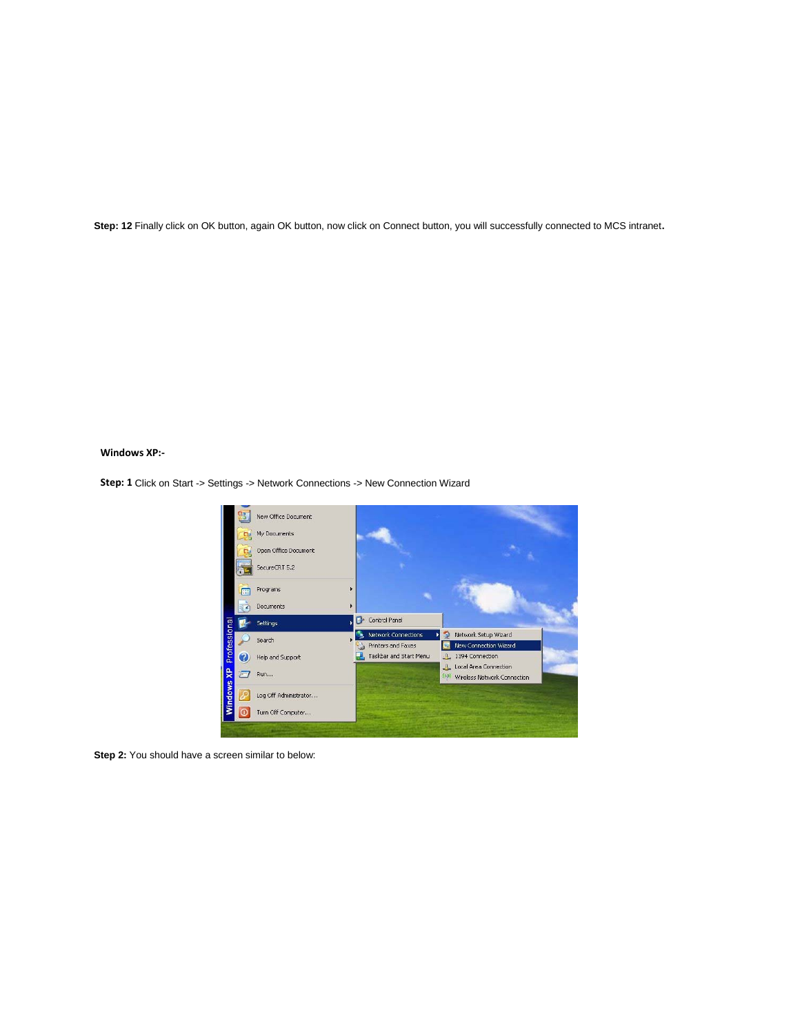**Step: 12** Finally click on OK button, again OK button, now click on Connect button, you will successfully connected to MCS intranet**.**

**Windows XP:-**

**Step: 1** Click on Start -> Settings -> Network Connections -> New Connection Wizard

**Step 2:** You should have a screen similar to below: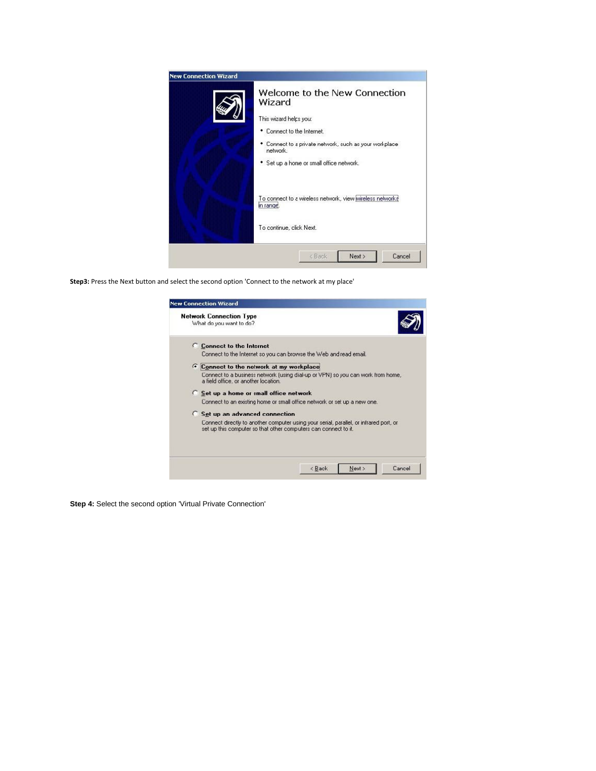**Step3:** Press the Next button and select the second option 'Connect to the network at my place'

**Step 4:** Select the second option 'Virtual Private Connection'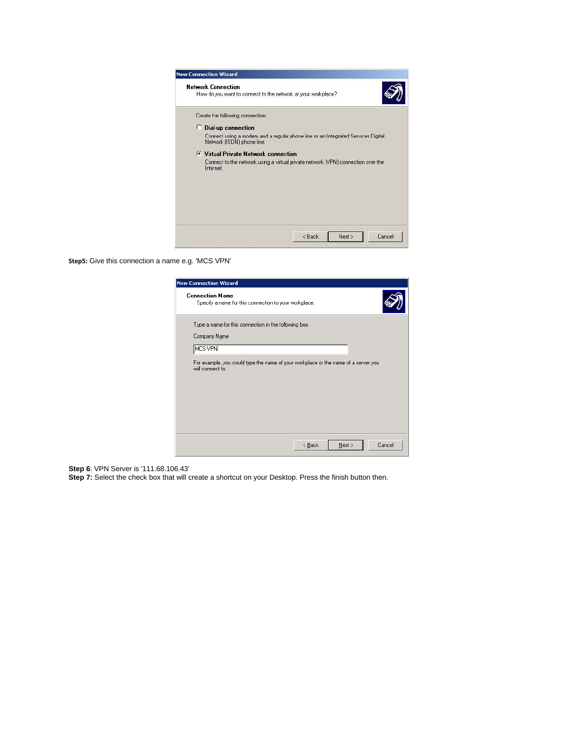**Step5:** Give this connection a name e.g. 'MCS VPN'

**Step 6**: VPN Server is '111.68.106.43'

**Step 7:** Select the check box that will create a shortcut on your Desktop. Press the finish button then.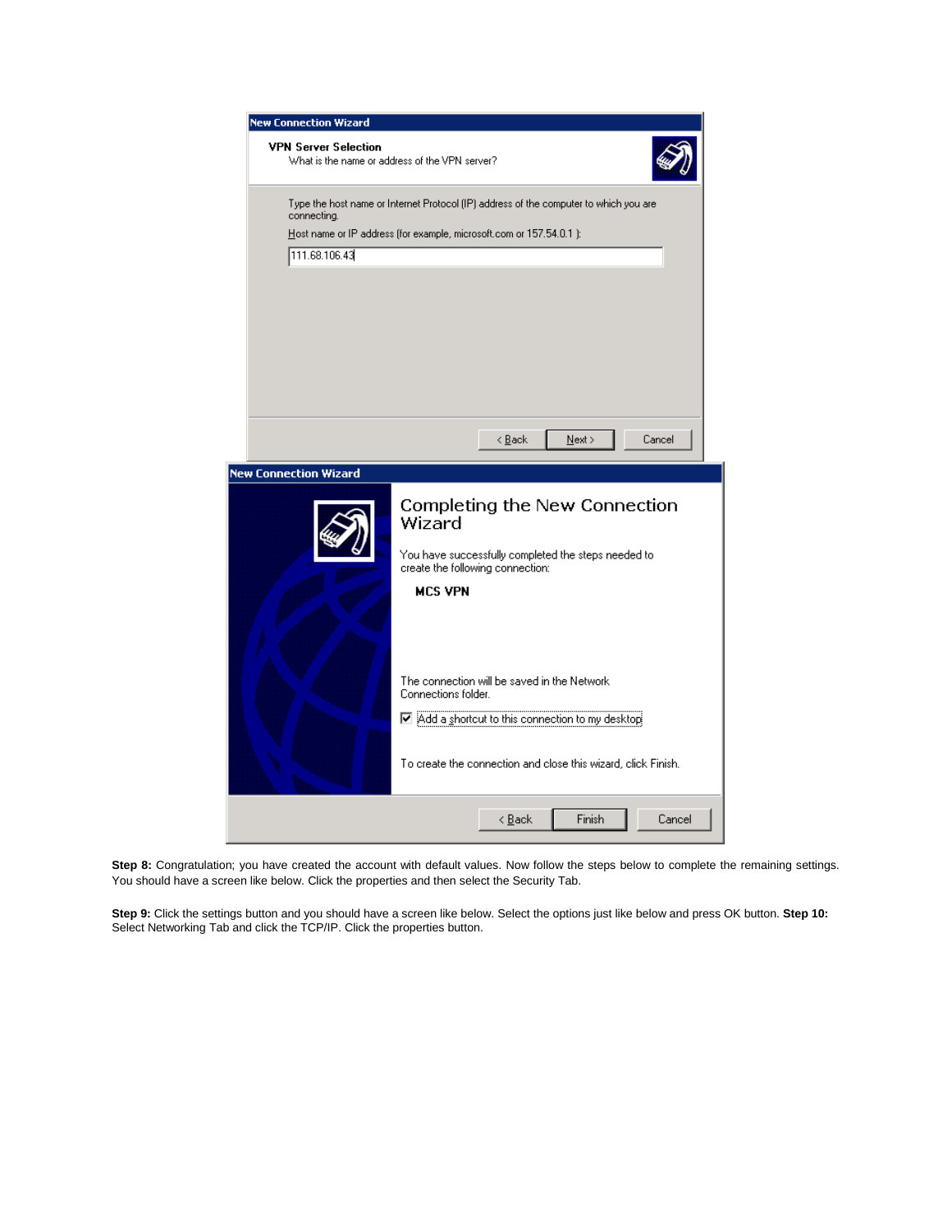**New Connection Wizard**

**VPN Server Selection**
What is the name or address of the VPN server?

Type the host name or Internet Protocol (IP) address of the computer to which you are connecting.

Host name or IP address (for example, microsoft.com or 157.54.0.1 ):

111.68.106.43

< Back | Next > | Cancel

**New Connection Wizard**

**Completing the New Connection Wizard**

You have successfully completed the steps needed to create the following connection:

**MCS VPN**

The connection will be saved in the Network Connections folder.

☑ Add a shortcut to this connection to my desktop

To create the connection and close this wizard, click Finish.

< Back | Finish | Cancel

**Step 8:** Congratulation; you have created the account with default values. Now follow the steps below to complete the remaining settings. You should have a screen like below. Click the properties and then select the Security Tab.

**Step 9:** Click the settings button and you should have a screen like below. Select the options just like below and press OK button. **Step 10:** Select Networking Tab and click the TCP/IP. Click the properties button.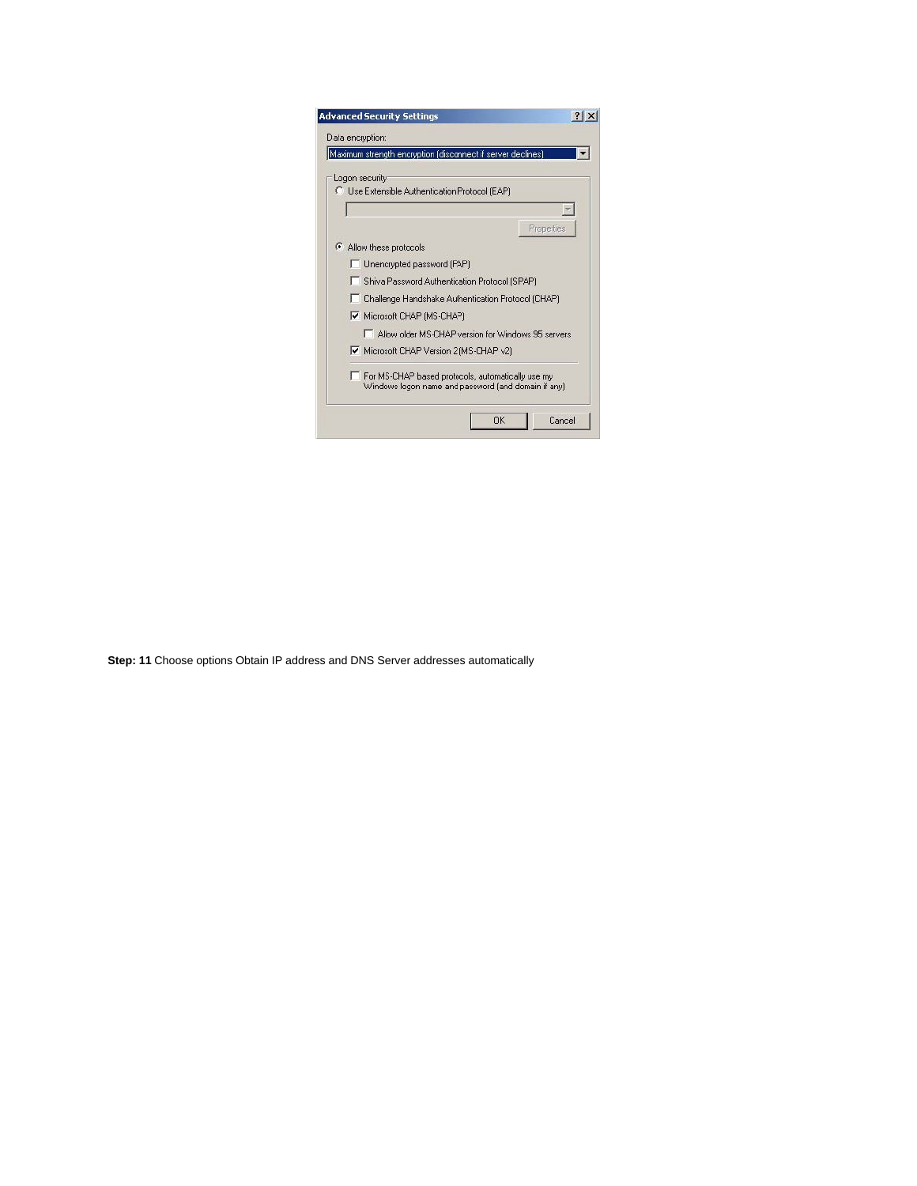**Advanced Security Settings**

Data encryption:

Maximum strength encryption (disconnect if server declines)

Logon security

- ○ Use Extensible Authentication Protocol (EAP)

  Properties

- ◉ Allow these protocols
  - ☐ Unencrypted password (PAP)
  - ☐ Shiva Password Authentication Protocol (SPAP)
  - ☐ Challenge Handshake Authentication Protocol (CHAP)
  - ☑ Microsoft CHAP (MS-CHAP)
    - ☐ Allow older MS-CHAP version for Windows 95 servers
  - ☑ Microsoft CHAP Version 2 (MS-CHAP v2)
  - ☐ For MS-CHAP based protocols, automatically use my Windows logon name and password (and domain if any)

OK | Cancel

**Step: 11** Choose options Obtain IP address and DNS Server addresses automatically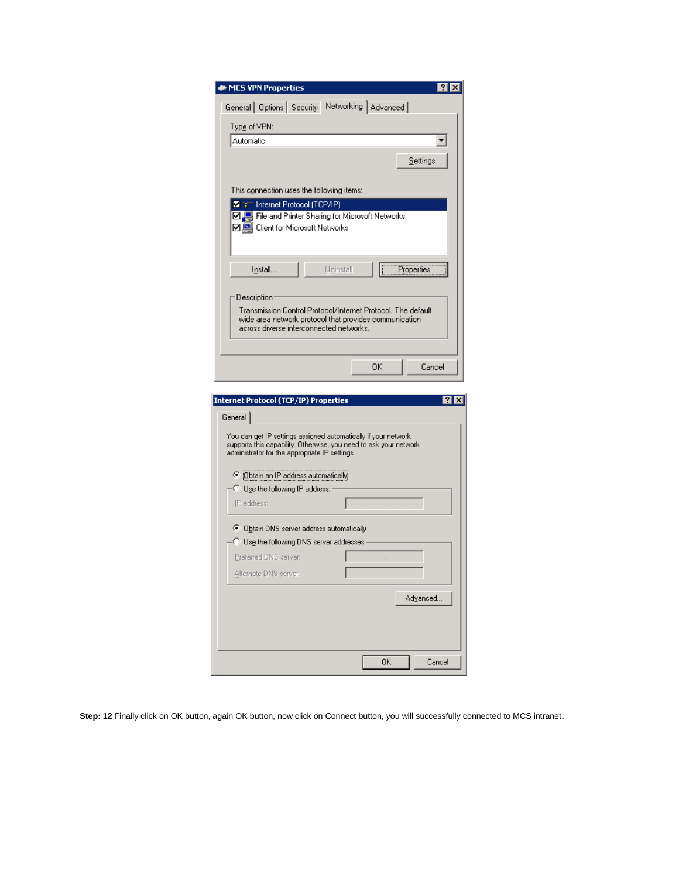**Step: 12** Finally click on OK button, again OK button, now click on Connect button, you will successfully connected to MCS intranet**.**